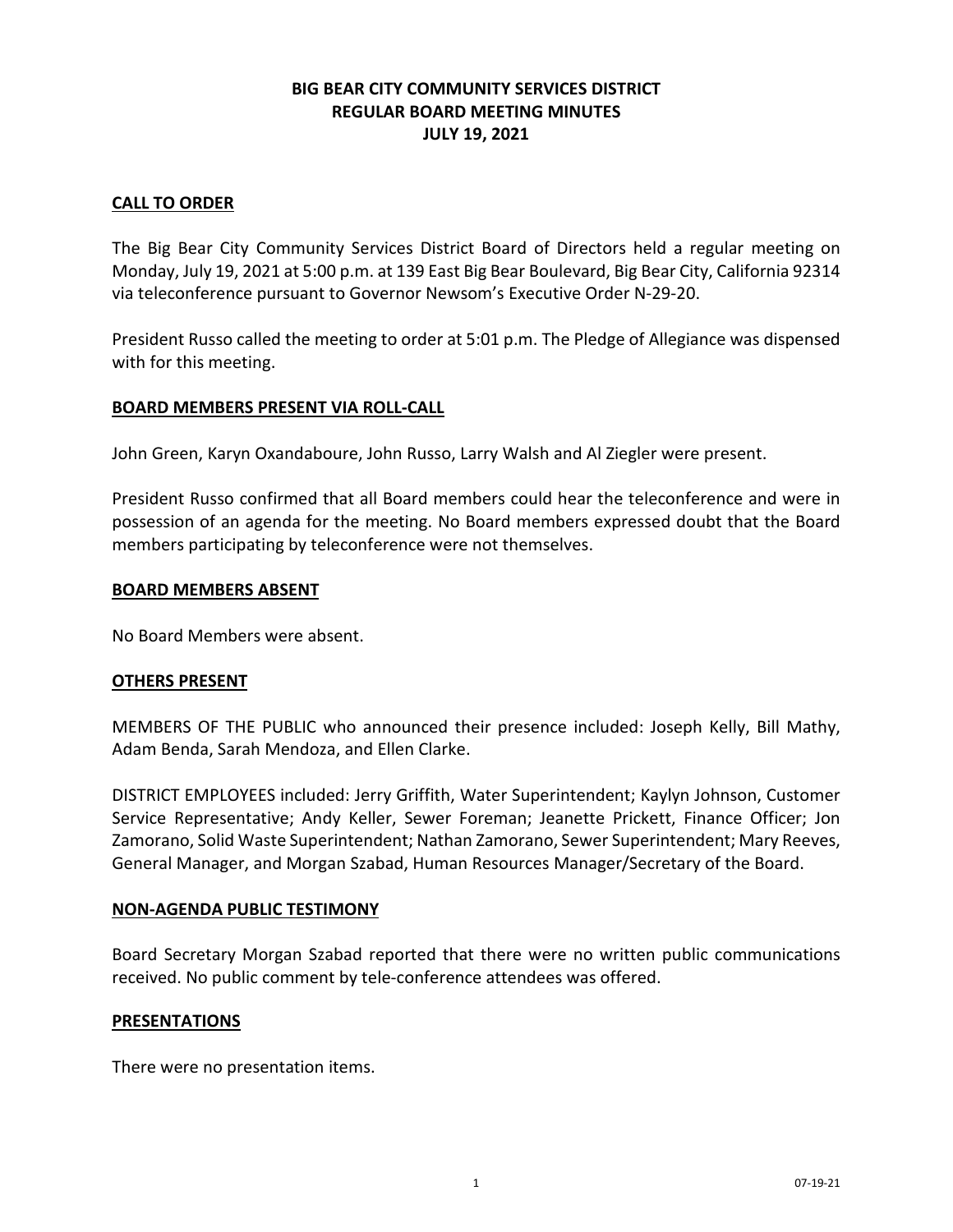# BIG BEAR CITY COMMUNITY SERVICES DISTRICT
# REGULAR BOARD MEETING MINUTES
# JULY 19, 2021

## CALL TO ORDER

The Big Bear City Community Services District Board of Directors held a regular meeting on Monday, July 19, 2021 at 5:00 p.m. at 139 East Big Bear Boulevard, Big Bear City, California 92314 via teleconference pursuant to Governor Newsom's Executive Order N-29-20.

President Russo called the meeting to order at 5:01 p.m. The Pledge of Allegiance was dispensed with for this meeting.

## BOARD MEMBERS PRESENT VIA ROLL-CALL

John Green, Karyn Oxandaboure, John Russo, Larry Walsh and Al Ziegler were present.

President Russo confirmed that all Board members could hear the teleconference and were in possession of an agenda for the meeting. No Board members expressed doubt that the Board members participating by teleconference were not themselves.

## BOARD MEMBERS ABSENT

No Board Members were absent.

## OTHERS PRESENT

MEMBERS OF THE PUBLIC who announced their presence included: Joseph Kelly, Bill Mathy, Adam Benda, Sarah Mendoza, and Ellen Clarke.

DISTRICT EMPLOYEES included: Jerry Griffith, Water Superintendent; Kaylyn Johnson, Customer Service Representative; Andy Keller, Sewer Foreman; Jeanette Prickett, Finance Officer; Jon Zamorano, Solid Waste Superintendent; Nathan Zamorano, Sewer Superintendent; Mary Reeves, General Manager, and Morgan Szabad, Human Resources Manager/Secretary of the Board.

## NON-AGENDA PUBLIC TESTIMONY

Board Secretary Morgan Szabad reported that there were no written public communications received. No public comment by tele-conference attendees was offered.

## PRESENTATIONS

There were no presentation items.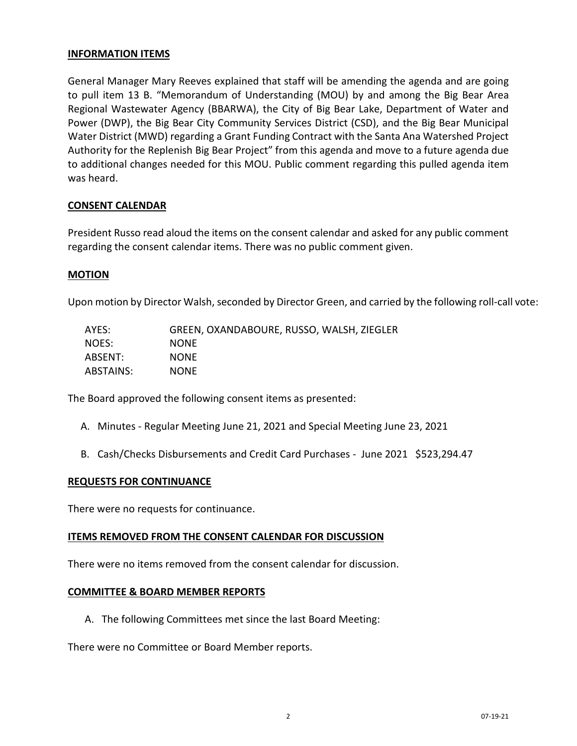**INFORMATION ITEMS**

General Manager Mary Reeves explained that staff will be amending the agenda and are going to pull item 13 B. "Memorandum of Understanding (MOU) by and among the Big Bear Area Regional Wastewater Agency (BBARWA), the City of Big Bear Lake, Department of Water and Power (DWP), the Big Bear City Community Services District (CSD), and the Big Bear Municipal Water District (MWD) regarding a Grant Funding Contract with the Santa Ana Watershed Project Authority for the Replenish Big Bear Project" from this agenda and move to a future agenda due to additional changes needed for this MOU. Public comment regarding this pulled agenda item was heard.

**CONSENT CALENDAR**

President Russo read aloud the items on the consent calendar and asked for any public comment regarding the consent calendar items. There was no public comment given.

**MOTION**

Upon motion by Director Walsh, seconded by Director Green, and carried by the following roll-call vote:

| | |
|---|---|
| AYES: | GREEN, OXANDABOURE, RUSSO, WALSH, ZIEGLER |
| NOES: | NONE |
| ABSENT: | NONE |
| ABSTAINS: | NONE |

The Board approved the following consent items as presented:

A. Minutes - Regular Meeting June 21, 2021 and Special Meeting June 23, 2021

B. Cash/Checks Disbursements and Credit Card Purchases - June 2021 $523,294.47

**REQUESTS FOR CONTINUANCE**

There were no requests for continuance.

**ITEMS REMOVED FROM THE CONSENT CALENDAR FOR DISCUSSION**

There were no items removed from the consent calendar for discussion.

**COMMITTEE & BOARD MEMBER REPORTS**

A. The following Committees met since the last Board Meeting:

There were no Committee or Board Member reports.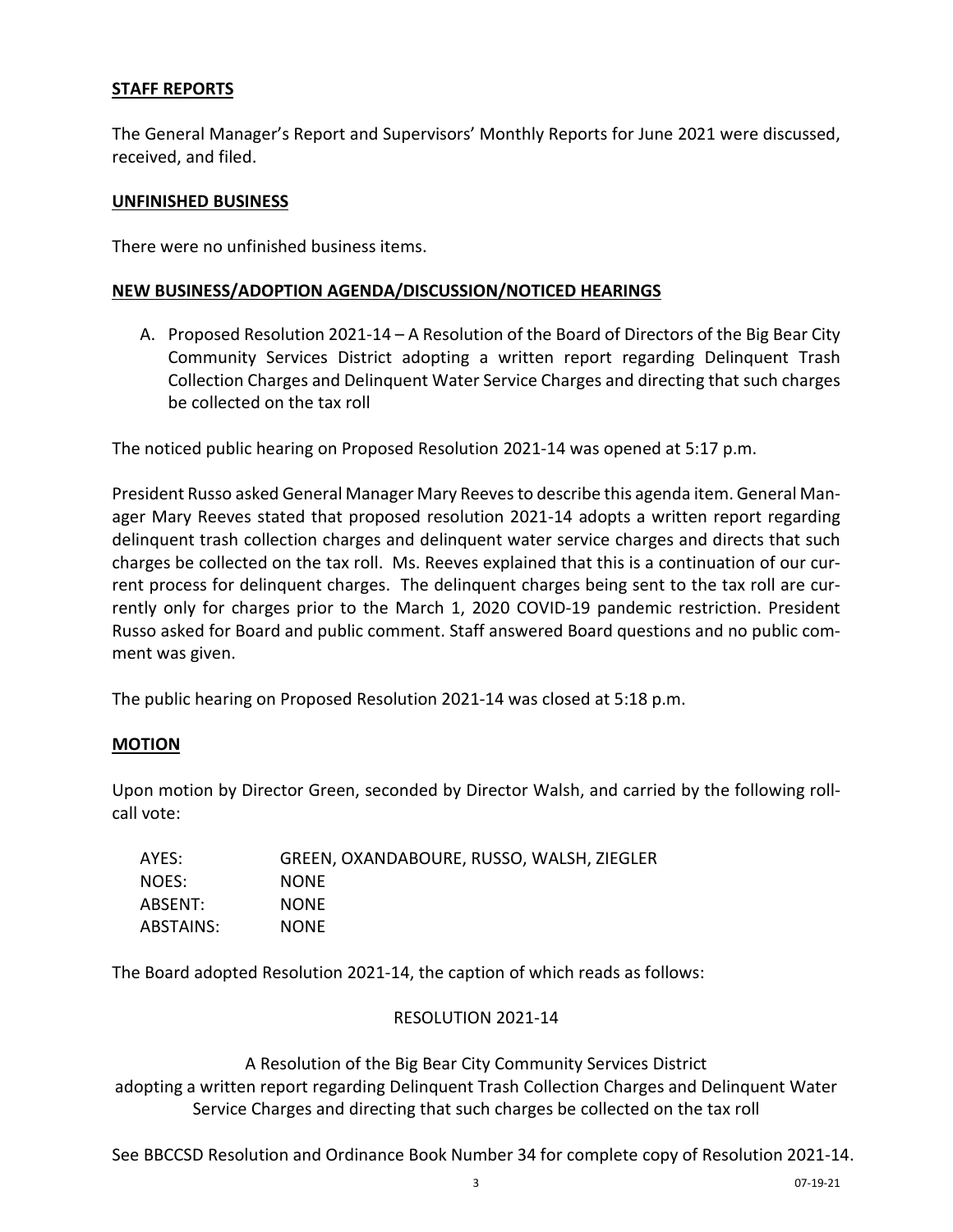## STAFF REPORTS

The General Manager's Report and Supervisors' Monthly Reports for June 2021 were discussed, received, and filed.

## UNFINISHED BUSINESS

There were no unfinished business items.

## NEW BUSINESS/ADOPTION AGENDA/DISCUSSION/NOTICED HEARINGS

A. Proposed Resolution 2021-14 – A Resolution of the Board of Directors of the Big Bear City Community Services District adopting a written report regarding Delinquent Trash Collection Charges and Delinquent Water Service Charges and directing that such charges be collected on the tax roll

The noticed public hearing on Proposed Resolution 2021-14 was opened at 5:17 p.m.

President Russo asked General Manager Mary Reeves to describe this agenda item. General Manager Mary Reeves stated that proposed resolution 2021-14 adopts a written report regarding delinquent trash collection charges and delinquent water service charges and directs that such charges be collected on the tax roll. Ms. Reeves explained that this is a continuation of our current process for delinquent charges. The delinquent charges being sent to the tax roll are currently only for charges prior to the March 1, 2020 COVID-19 pandemic restriction. President Russo asked for Board and public comment. Staff answered Board questions and no public comment was given.

The public hearing on Proposed Resolution 2021-14 was closed at 5:18 p.m.

## MOTION

Upon motion by Director Green, seconded by Director Walsh, and carried by the following roll-call vote:

| | |
|---|---|
| AYES: | GREEN, OXANDABOURE, RUSSO, WALSH, ZIEGLER |
| NOES: | NONE |
| ABSENT: | NONE |
| ABSTAINS: | NONE |

The Board adopted Resolution 2021-14, the caption of which reads as follows:

RESOLUTION 2021-14

A Resolution of the Big Bear City Community Services District adopting a written report regarding Delinquent Trash Collection Charges and Delinquent Water Service Charges and directing that such charges be collected on the tax roll

See BBCCSD Resolution and Ordinance Book Number 34 for complete copy of Resolution 2021-14.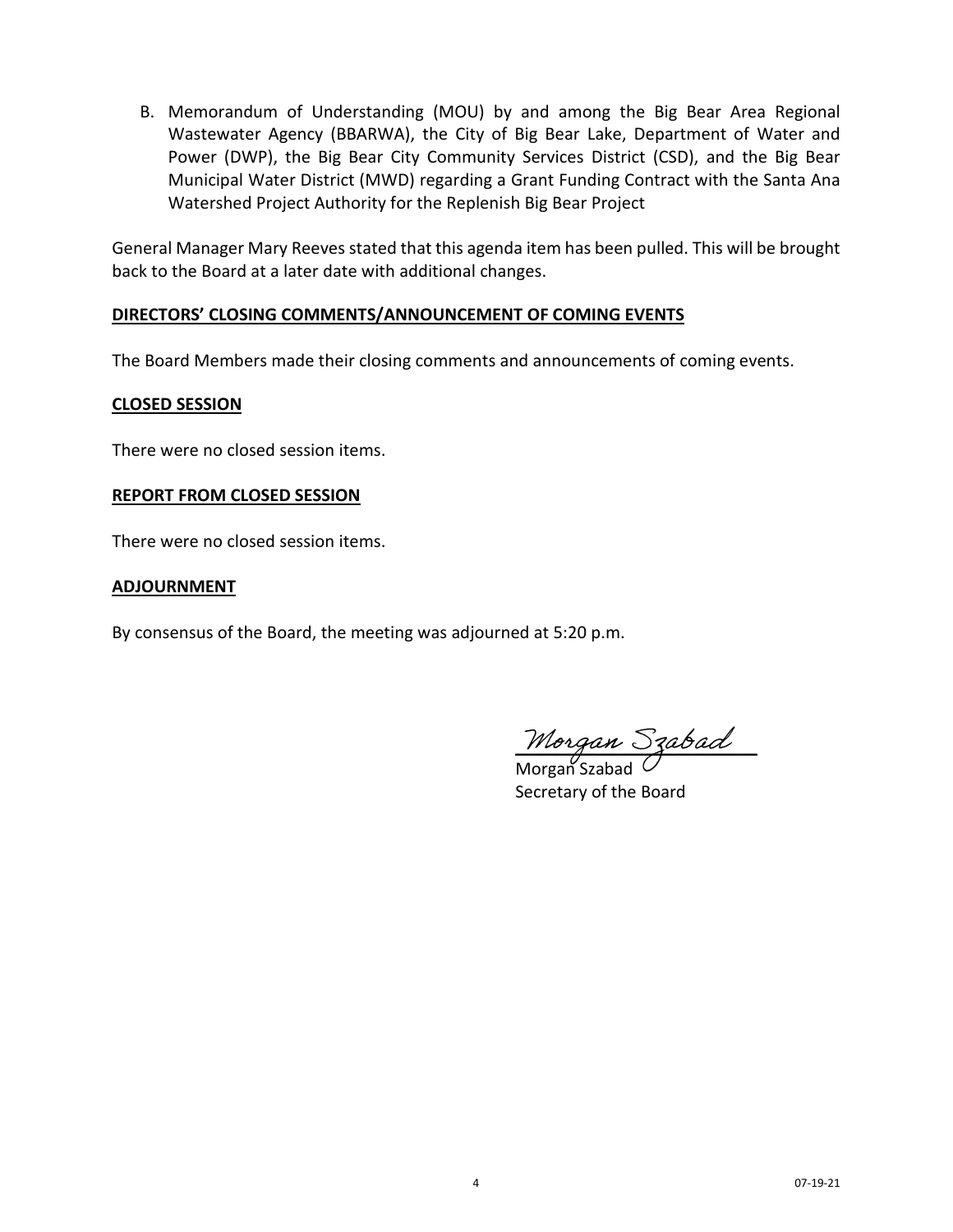B. Memorandum of Understanding (MOU) by and among the Big Bear Area Regional Wastewater Agency (BBARWA), the City of Big Bear Lake, Department of Water and Power (DWP), the Big Bear City Community Services District (CSD), and the Big Bear Municipal Water District (MWD) regarding a Grant Funding Contract with the Santa Ana Watershed Project Authority for the Replenish Big Bear Project

General Manager Mary Reeves stated that this agenda item has been pulled. This will be brought back to the Board at a later date with additional changes.

**DIRECTORS' CLOSING COMMENTS/ANNOUNCEMENT OF COMING EVENTS**

The Board Members made their closing comments and announcements of coming events.

**CLOSED SESSION**

There were no closed session items.

**REPORT FROM CLOSED SESSION**

There were no closed session items.

**ADJOURNMENT**

By consensus of the Board, the meeting was adjourned at 5:20 p.m.

*Morgan Szabad*

Morgan Szabad
Secretary of the Board